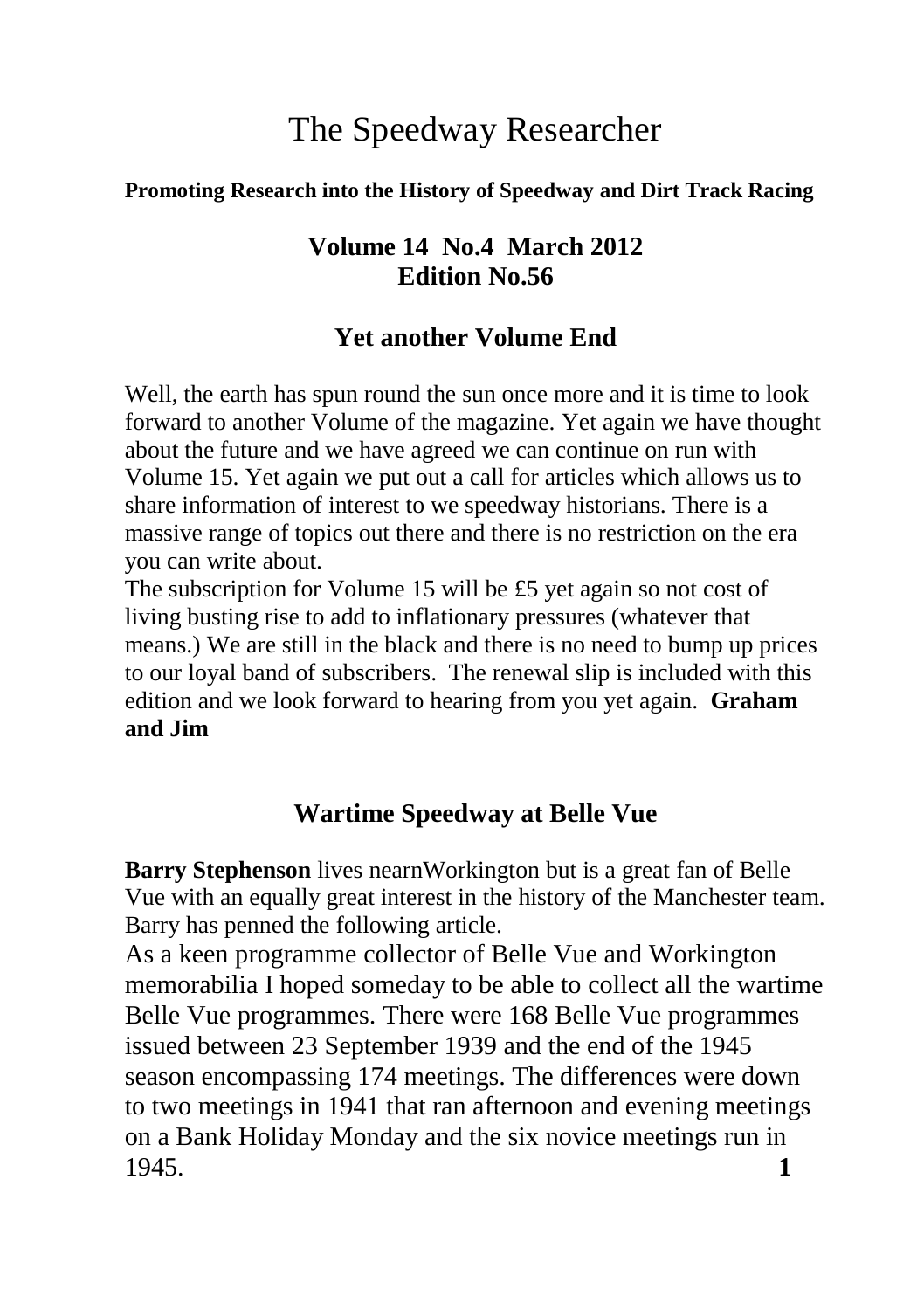# The Speedway Researcher

**Promoting Research into the History of Speedway and Dirt Track Racing**

**Volume 14 No.4 March 2012**
**Edition No.56**

## Yet another Volume End

Well, the earth has spun round the sun once more and it is time to look forward to another Volume of the magazine. Yet again we have thought about the future and we have agreed we can continue on run with Volume 15. Yet again we put out a call for articles which allows us to share information of interest to we speedway historians. There is a massive range of topics out there and there is no restriction on the era you can write about.

The subscription for Volume 15 will be £5 yet again so not cost of living busting rise to add to inflationary pressures (whatever that means.) We are still in the black and there is no need to bump up prices to our loyal band of subscribers. The renewal slip is included with this edition and we look forward to hearing from you yet again. **Graham and Jim**

## Wartime Speedway at Belle Vue

**Barry Stephenson** lives nearnWorkington but is a great fan of Belle Vue with an equally great interest in the history of the Manchester team. Barry has penned the following article.

As a keen programme collector of Belle Vue and Workington memorabilia I hoped someday to be able to collect all the wartime Belle Vue programmes. There were 168 Belle Vue programmes issued between 23 September 1939 and the end of the 1945 season encompassing 174 meetings. The differences were down to two meetings in 1941 that ran afternoon and evening meetings on a Bank Holiday Monday and the six novice meetings run in 1945.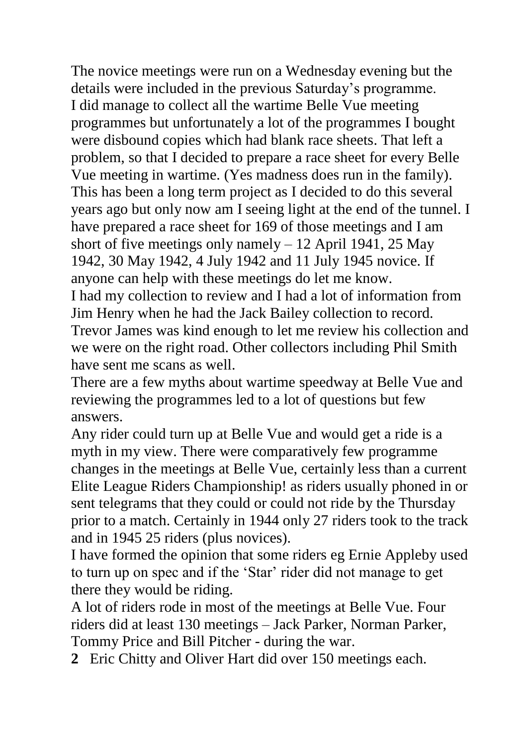The novice meetings were run on a Wednesday evening but the details were included in the previous Saturday's programme.

I did manage to collect all the wartime Belle Vue meeting programmes but unfortunately a lot of the programmes I bought were disbound copies which had blank race sheets. That left a problem, so that I decided to prepare a race sheet for every Belle Vue meeting in wartime. (Yes madness does run in the family). This has been a long term project as I decided to do this several years ago but only now am I seeing light at the end of the tunnel. I have prepared a race sheet for 169 of those meetings and I am short of five meetings only namely – 12 April 1941, 25 May 1942, 30 May 1942, 4 July 1942 and 11 July 1945 novice. If anyone can help with these meetings do let me know.

I had my collection to review and I had a lot of information from Jim Henry when he had the Jack Bailey collection to record. Trevor James was kind enough to let me review his collection and we were on the right road. Other collectors including Phil Smith have sent me scans as well.

There are a few myths about wartime speedway at Belle Vue and reviewing the programmes led to a lot of questions but few answers.

Any rider could turn up at Belle Vue and would get a ride is a myth in my view. There were comparatively few programme changes in the meetings at Belle Vue, certainly less than a current Elite League Riders Championship! as riders usually phoned in or sent telegrams that they could or could not ride by the Thursday prior to a match. Certainly in 1944 only 27 riders took to the track and in 1945 25 riders (plus novices).

I have formed the opinion that some riders eg Ernie Appleby used to turn up on spec and if the 'Star' rider did not manage to get there they would be riding.

A lot of riders rode in most of the meetings at Belle Vue. Four riders did at least 130 meetings – Jack Parker, Norman Parker, Tommy Price and Bill Pitcher - during the war.

Eric Chitty and Oliver Hart did over 150 meetings each.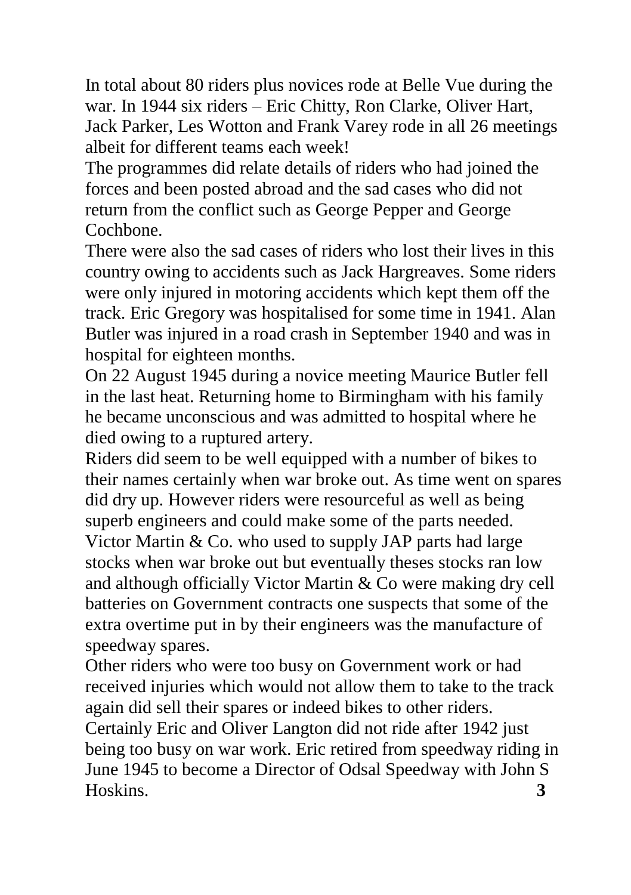In total about 80 riders plus novices rode at Belle Vue during the war. In 1944 six riders – Eric Chitty, Ron Clarke, Oliver Hart, Jack Parker, Les Wotton and Frank Varey rode in all 26 meetings albeit for different teams each week!

The programmes did relate details of riders who had joined the forces and been posted abroad and the sad cases who did not return from the conflict such as George Pepper and George Cochbone.

There were also the sad cases of riders who lost their lives in this country owing to accidents such as Jack Hargreaves. Some riders were only injured in motoring accidents which kept them off the track. Eric Gregory was hospitalised for some time in 1941. Alan Butler was injured in a road crash in September 1940 and was in hospital for eighteen months.

On 22 August 1945 during a novice meeting Maurice Butler fell in the last heat. Returning home to Birmingham with his family he became unconscious and was admitted to hospital where he died owing to a ruptured artery.

Riders did seem to be well equipped with a number of bikes to their names certainly when war broke out. As time went on spares did dry up. However riders were resourceful as well as being superb engineers and could make some of the parts needed. Victor Martin & Co. who used to supply JAP parts had large stocks when war broke out but eventually theses stocks ran low and although officially Victor Martin & Co were making dry cell batteries on Government contracts one suspects that some of the extra overtime put in by their engineers was the manufacture of speedway spares.

Other riders who were too busy on Government work or had received injuries which would not allow them to take to the track again did sell their spares or indeed bikes to other riders. Certainly Eric and Oliver Langton did not ride after 1942 just being too busy on war work. Eric retired from speedway riding in June 1945 to become a Director of Odsal Speedway with John S Hoskins.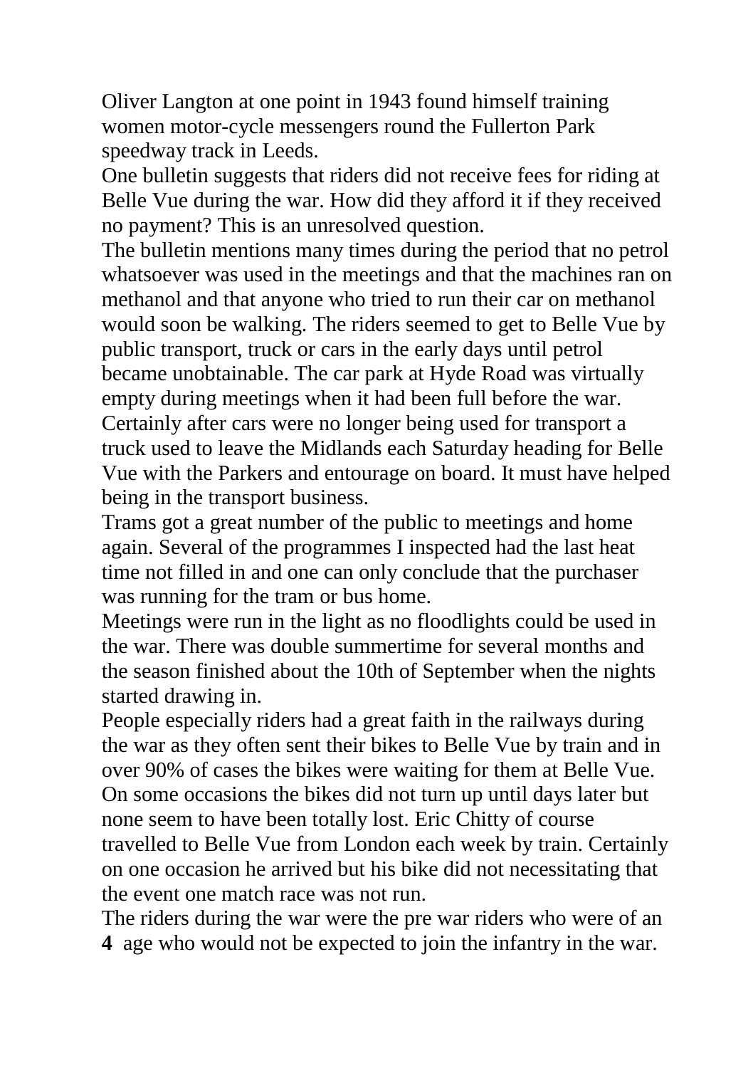Oliver Langton at one point in 1943 found himself training women motor-cycle messengers round the Fullerton Park speedway track in Leeds.

One bulletin suggests that riders did not receive fees for riding at Belle Vue during the war. How did they afford it if they received no payment? This is an unresolved question.

The bulletin mentions many times during the period that no petrol whatsoever was used in the meetings and that the machines ran on methanol and that anyone who tried to run their car on methanol would soon be walking. The riders seemed to get to Belle Vue by public transport, truck or cars in the early days until petrol became unobtainable. The car park at Hyde Road was virtually empty during meetings when it had been full before the war. Certainly after cars were no longer being used for transport a truck used to leave the Midlands each Saturday heading for Belle Vue with the Parkers and entourage on board. It must have helped being in the transport business.

Trams got a great number of the public to meetings and home again. Several of the programmes I inspected had the last heat time not filled in and one can only conclude that the purchaser was running for the tram or bus home.

Meetings were run in the light as no floodlights could be used in the war. There was double summertime for several months and the season finished about the 10th of September when the nights started drawing in.

People especially riders had a great faith in the railways during the war as they often sent their bikes to Belle Vue by train and in over 90% of cases the bikes were waiting for them at Belle Vue. On some occasions the bikes did not turn up until days later but none seem to have been totally lost. Eric Chitty of course travelled to Belle Vue from London each week by train. Certainly on one occasion he arrived but his bike did not necessitating that the event one match race was not run.

The riders during the war were the pre war riders who were of an age who would not be expected to join the infantry in the war.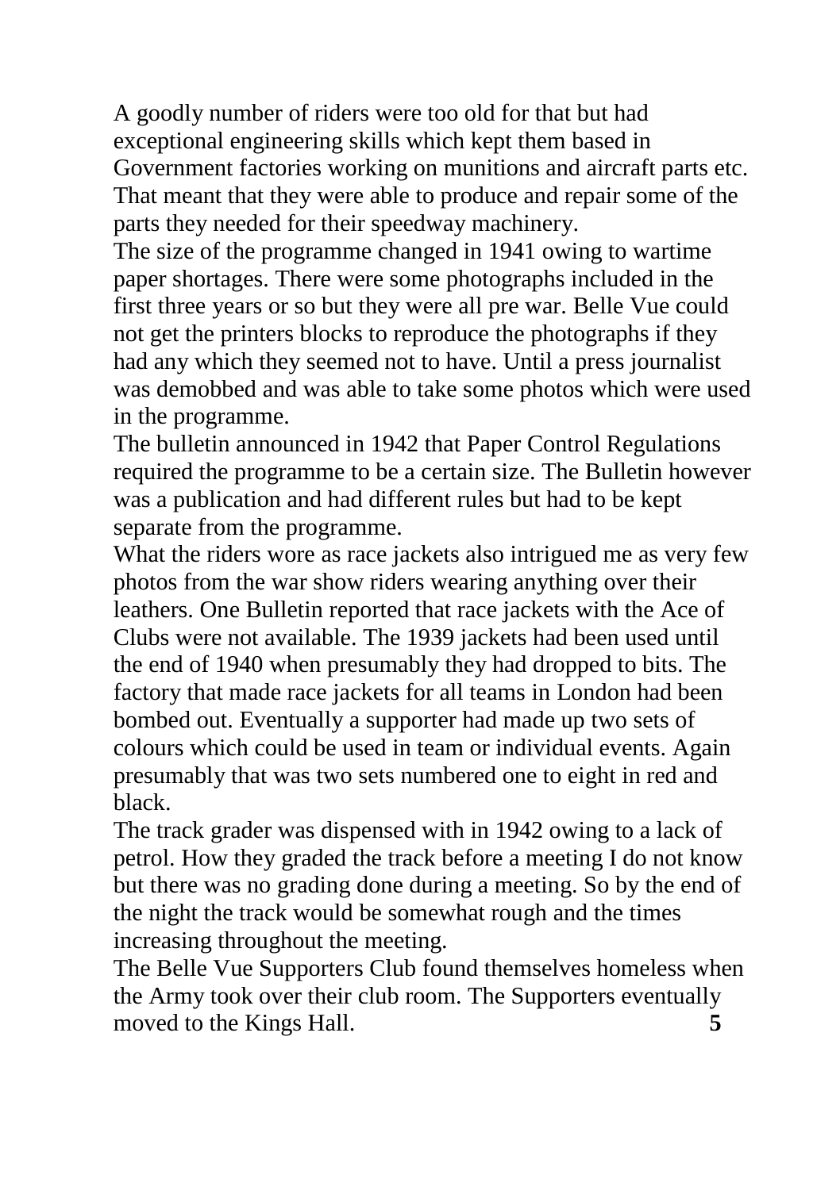A goodly number of riders were too old for that but had exceptional engineering skills which kept them based in Government factories working on munitions and aircraft parts etc. That meant that they were able to produce and repair some of the parts they needed for their speedway machinery.

The size of the programme changed in 1941 owing to wartime paper shortages. There were some photographs included in the first three years or so but they were all pre war. Belle Vue could not get the printers blocks to reproduce the photographs if they had any which they seemed not to have. Until a press journalist was demobbed and was able to take some photos which were used in the programme.

The bulletin announced in 1942 that Paper Control Regulations required the programme to be a certain size. The Bulletin however was a publication and had different rules but had to be kept separate from the programme.

What the riders wore as race jackets also intrigued me as very few photos from the war show riders wearing anything over their leathers. One Bulletin reported that race jackets with the Ace of Clubs were not available. The 1939 jackets had been used until the end of 1940 when presumably they had dropped to bits. The factory that made race jackets for all teams in London had been bombed out. Eventually a supporter had made up two sets of colours which could be used in team or individual events. Again presumably that was two sets numbered one to eight in red and black.

The track grader was dispensed with in 1942 owing to a lack of petrol. How they graded the track before a meeting I do not know but there was no grading done during a meeting. So by the end of the night the track would be somewhat rough and the times increasing throughout the meeting.

The Belle Vue Supporters Club found themselves homeless when the Army took over their club room. The Supporters eventually moved to the Kings Hall.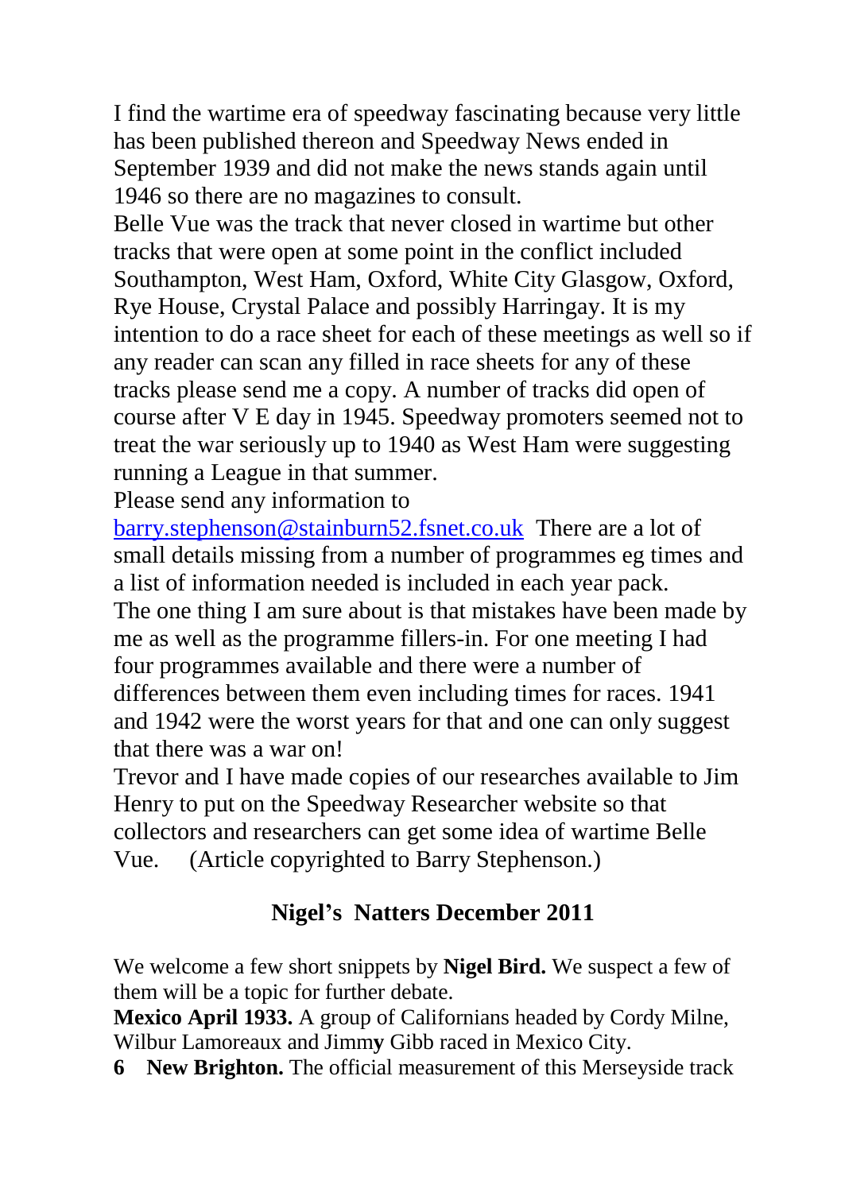I find the wartime era of speedway fascinating because very little has been published thereon and Speedway News ended in September 1939 and did not make the news stands again until 1946 so there are no magazines to consult.

Belle Vue was the track that never closed in wartime but other tracks that were open at some point in the conflict included Southampton, West Ham, Oxford, White City Glasgow, Oxford, Rye House, Crystal Palace and possibly Harringay. It is my intention to do a race sheet for each of these meetings as well so if any reader can scan any filled in race sheets for any of these tracks please send me a copy. A number of tracks did open of course after V E day in 1945. Speedway promoters seemed not to treat the war seriously up to 1940 as West Ham were suggesting running a League in that summer.

Please send any information to barry.stephenson@stainburn52.fsnet.co.uk There are a lot of small details missing from a number of programmes eg times and a list of information needed is included in each year pack.

The one thing I am sure about is that mistakes have been made by me as well as the programme fillers-in. For one meeting I had four programmes available and there were a number of differences between them even including times for races. 1941 and 1942 were the worst years for that and one can only suggest that there was a war on!

Trevor and I have made copies of our researches available to Jim Henry to put on the Speedway Researcher website so that collectors and researchers can get some idea of wartime Belle Vue. (Article copyrighted to Barry Stephenson.)

## Nigel's Natters December 2011

We welcome a few short snippets by **Nigel Bird.** We suspect a few of them will be a topic for further debate.

**Mexico April 1933.** A group of Californians headed by Cordy Milne, Wilbur Lamoreaux and Jimmy Gibb raced in Mexico City.

**New Brighton.** The official measurement of this Merseyside track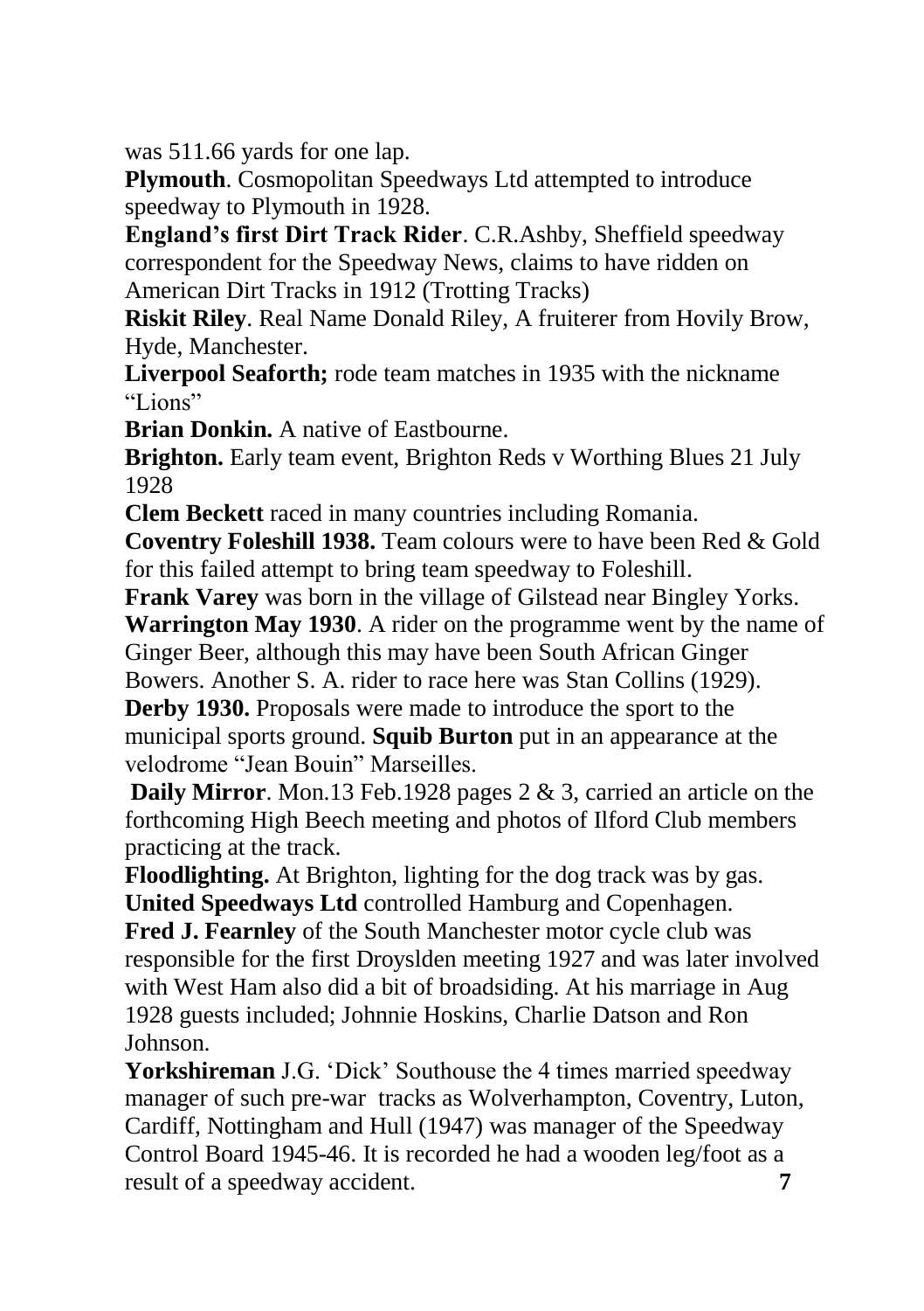was 511.66 yards for one lap.

**Plymouth**. Cosmopolitan Speedways Ltd attempted to introduce speedway to Plymouth in 1928.

**England's first Dirt Track Rider**. C.R.Ashby, Sheffield speedway correspondent for the Speedway News, claims to have ridden on American Dirt Tracks in 1912 (Trotting Tracks)

**Riskit Riley**. Real Name Donald Riley, A fruiterer from Hovily Brow, Hyde, Manchester.

**Liverpool Seaforth;** rode team matches in 1935 with the nickname "Lions"

**Brian Donkin.** A native of Eastbourne.

**Brighton.** Early team event, Brighton Reds v Worthing Blues 21 July 1928

**Clem Beckett** raced in many countries including Romania.

**Coventry Foleshill 1938.** Team colours were to have been Red & Gold for this failed attempt to bring team speedway to Foleshill.

**Frank Varey** was born in the village of Gilstead near Bingley Yorks.

**Warrington May 1930**. A rider on the programme went by the name of Ginger Beer, although this may have been South African Ginger Bowers. Another S. A. rider to race here was Stan Collins (1929).

**Derby 1930.** Proposals were made to introduce the sport to the municipal sports ground. **Squib Burton** put in an appearance at the velodrome "Jean Bouin" Marseilles.

**Daily Mirror**. Mon.13 Feb.1928 pages 2 & 3, carried an article on the forthcoming High Beech meeting and photos of Ilford Club members practicing at the track.

**Floodlighting.** At Brighton, lighting for the dog track was by gas.

**United Speedways Ltd** controlled Hamburg and Copenhagen.

**Fred J. Fearnley** of the South Manchester motor cycle club was responsible for the first Droyslden meeting 1927 and was later involved with West Ham also did a bit of broadsiding. At his marriage in Aug 1928 guests included; Johnnie Hoskins, Charlie Datson and Ron Johnson.

**Yorkshireman** J.G. 'Dick' Southouse the 4 times married speedway manager of such pre-war tracks as Wolverhampton, Coventry, Luton, Cardiff, Nottingham and Hull (1947) was manager of the Speedway Control Board 1945-46. It is recorded he had a wooden leg/foot as a result of a speedway accident.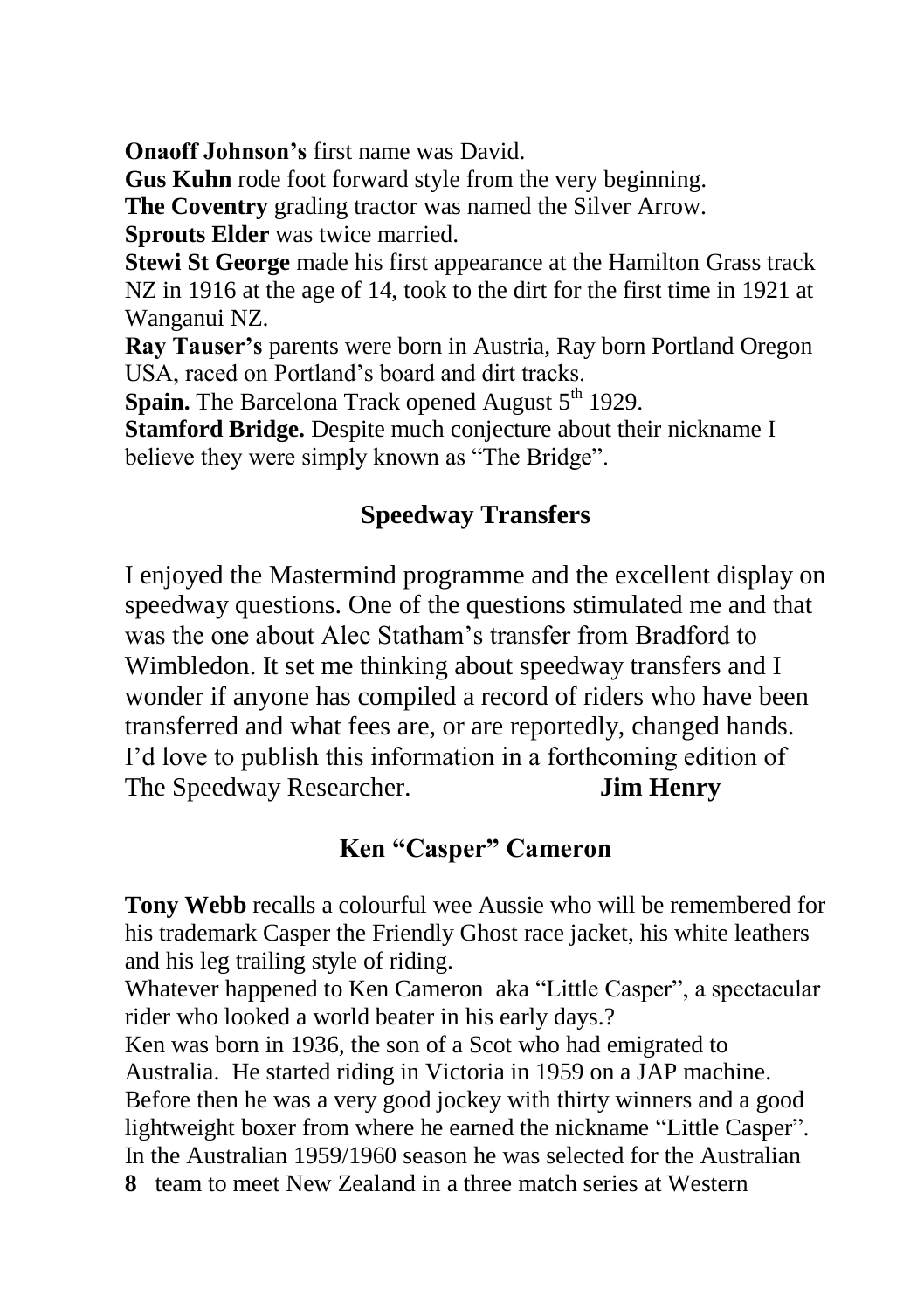**Onaoff Johnson's** first name was David.

**Gus Kuhn** rode foot forward style from the very beginning.

**The Coventry** grading tractor was named the Silver Arrow.

**Sprouts Elder** was twice married.

**Stewi St George** made his first appearance at the Hamilton Grass track NZ in 1916 at the age of 14, took to the dirt for the first time in 1921 at Wanganui NZ.

**Ray Tauser's** parents were born in Austria, Ray born Portland Oregon USA, raced on Portland's board and dirt tracks.

**Spain.** The Barcelona Track opened August 5th 1929.

**Stamford Bridge.** Despite much conjecture about their nickname I believe they were simply known as "The Bridge".

## Speedway Transfers

I enjoyed the Mastermind programme and the excellent display on speedway questions. One of the questions stimulated me and that was the one about Alec Statham's transfer from Bradford to Wimbledon. It set me thinking about speedway transfers and I wonder if anyone has compiled a record of riders who have been transferred and what fees are, or are reportedly, changed hands. I'd love to publish this information in a forthcoming edition of The Speedway Researcher. **Jim Henry**

## Ken "Casper" Cameron

**Tony Webb** recalls a colourful wee Aussie who will be remembered for his trademark Casper the Friendly Ghost race jacket, his white leathers and his leg trailing style of riding.

Whatever happened to Ken Cameron aka "Little Casper", a spectacular rider who looked a world beater in his early days.?

Ken was born in 1936, the son of a Scot who had emigrated to Australia. He started riding in Victoria in 1959 on a JAP machine. Before then he was a very good jockey with thirty winners and a good lightweight boxer from where he earned the nickname "Little Casper". In the Australian 1959/1960 season he was selected for the Australian team to meet New Zealand in a three match series at Western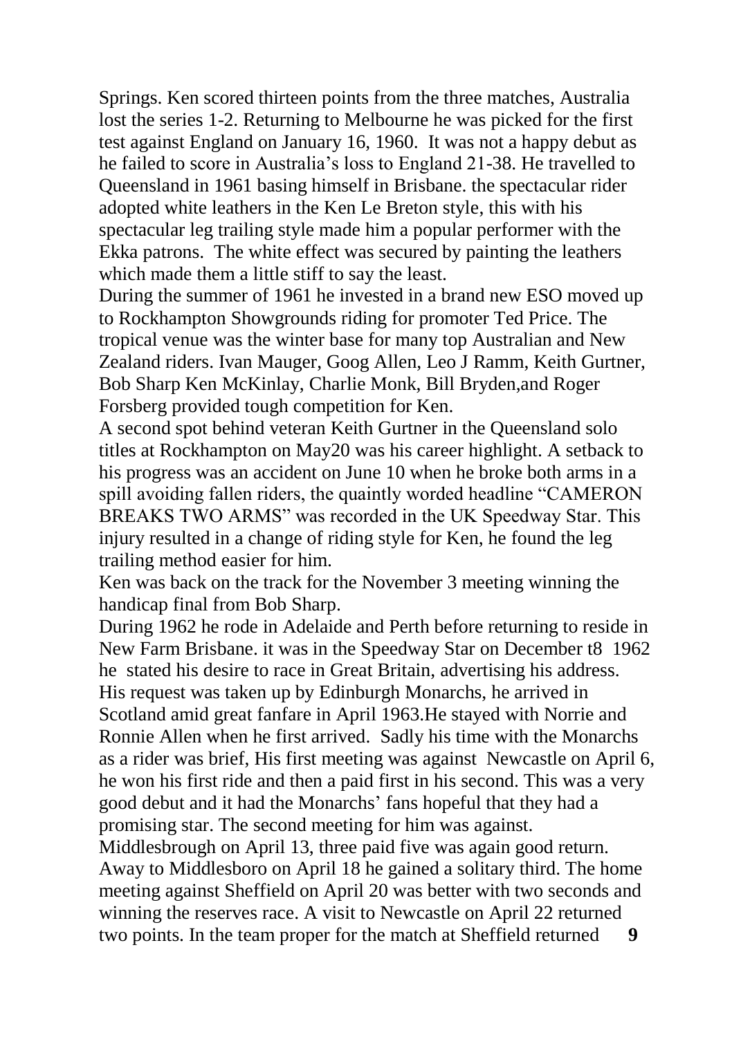Springs. Ken scored thirteen points from the three matches, Australia lost the series 1-2. Returning to Melbourne he was picked for the first test against England on January 16, 1960. It was not a happy debut as he failed to score in Australia's loss to England 21-38. He travelled to Queensland in 1961 basing himself in Brisbane. the spectacular rider adopted white leathers in the Ken Le Breton style, this with his spectacular leg trailing style made him a popular performer with the Ekka patrons. The white effect was secured by painting the leathers which made them a little stiff to say the least.

During the summer of 1961 he invested in a brand new ESO moved up to Rockhampton Showgrounds riding for promoter Ted Price. The tropical venue was the winter base for many top Australian and New Zealand riders. Ivan Mauger, Goog Allen, Leo J Ramm, Keith Gurtner, Bob Sharp Ken McKinlay, Charlie Monk, Bill Bryden,and Roger Forsberg provided tough competition for Ken.

A second spot behind veteran Keith Gurtner in the Queensland solo titles at Rockhampton on May20 was his career highlight. A setback to his progress was an accident on June 10 when he broke both arms in a spill avoiding fallen riders, the quaintly worded headline "CAMERON BREAKS TWO ARMS" was recorded in the UK Speedway Star. This injury resulted in a change of riding style for Ken, he found the leg trailing method easier for him.

Ken was back on the track for the November 3 meeting winning the handicap final from Bob Sharp.

During 1962 he rode in Adelaide and Perth before returning to reside in New Farm Brisbane. it was in the Speedway Star on December t8 1962 he stated his desire to race in Great Britain, advertising his address. His request was taken up by Edinburgh Monarchs, he arrived in Scotland amid great fanfare in April 1963.He stayed with Norrie and Ronnie Allen when he first arrived. Sadly his time with the Monarchs as a rider was brief, His first meeting was against Newcastle on April 6, he won his first ride and then a paid first in his second. This was a very good debut and it had the Monarchs' fans hopeful that they had a promising star. The second meeting for him was against. Middlesbrough on April 13, three paid five was again good return. Away to Middlesboro on April 18 he gained a solitary third. The home meeting against Sheffield on April 20 was better with two seconds and winning the reserves race. A visit to Newcastle on April 22 returned two points. In the team proper for the match at Sheffield returned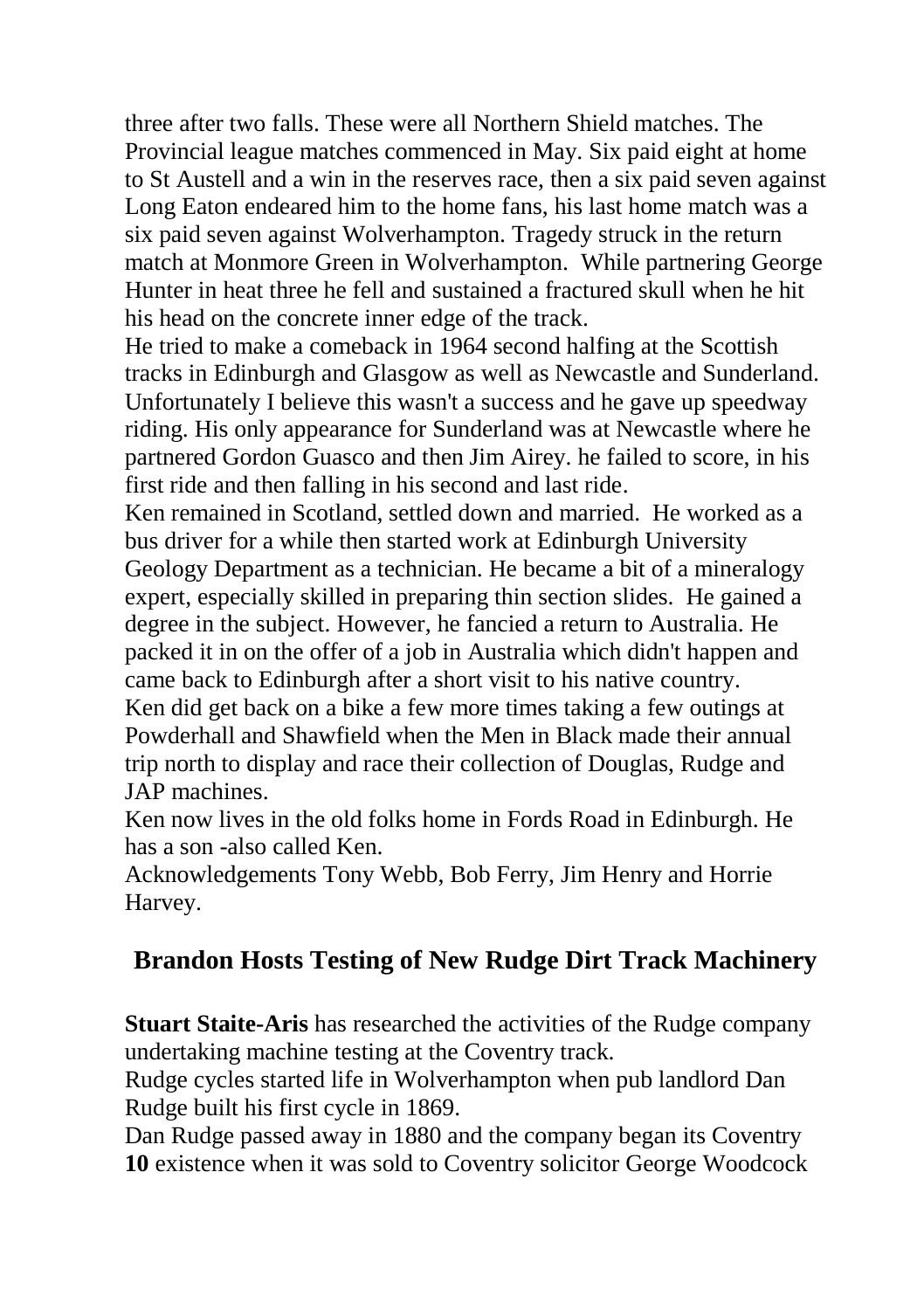three after two falls. These were all Northern Shield matches. The Provincial league matches commenced in May. Six paid eight at home to St Austell and a win in the reserves race, then a six paid seven against Long Eaton endeared him to the home fans, his last home match was a six paid seven against Wolverhampton. Tragedy struck in the return match at Monmore Green in Wolverhampton. While partnering George Hunter in heat three he fell and sustained a fractured skull when he hit his head on the concrete inner edge of the track.

He tried to make a comeback in 1964 second halfing at the Scottish tracks in Edinburgh and Glasgow as well as Newcastle and Sunderland. Unfortunately I believe this wasn't a success and he gave up speedway riding. His only appearance for Sunderland was at Newcastle where he partnered Gordon Guasco and then Jim Airey. he failed to score, in his first ride and then falling in his second and last ride.

Ken remained in Scotland, settled down and married. He worked as a bus driver for a while then started work at Edinburgh University Geology Department as a technician. He became a bit of a mineralogy expert, especially skilled in preparing thin section slides. He gained a degree in the subject. However, he fancied a return to Australia. He packed it in on the offer of a job in Australia which didn't happen and came back to Edinburgh after a short visit to his native country.

Ken did get back on a bike a few more times taking a few outings at Powderhall and Shawfield when the Men in Black made their annual trip north to display and race their collection of Douglas, Rudge and JAP machines.

Ken now lives in the old folks home in Fords Road in Edinburgh. He has a son -also called Ken.

Acknowledgements Tony Webb, Bob Ferry, Jim Henry and Horrie Harvey.

## Brandon Hosts Testing of New Rudge Dirt Track Machinery

**Stuart Staite-Aris** has researched the activities of the Rudge company undertaking machine testing at the Coventry track.

Rudge cycles started life in Wolverhampton when pub landlord Dan Rudge built his first cycle in 1869.

Dan Rudge passed away in 1880 and the company began its Coventry existence when it was sold to Coventry solicitor George Woodcock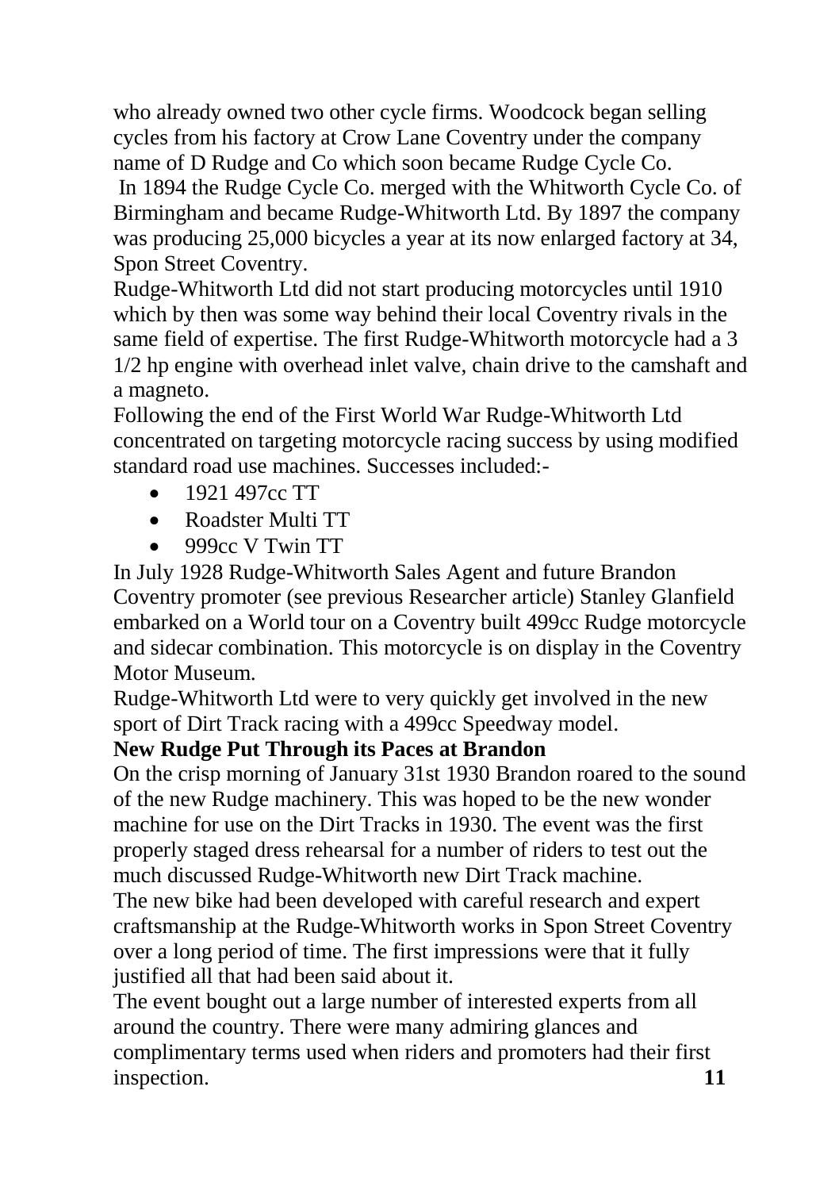who already owned two other cycle firms. Woodcock began selling cycles from his factory at Crow Lane Coventry under the company name of D Rudge and Co which soon became Rudge Cycle Co.

In 1894 the Rudge Cycle Co. merged with the Whitworth Cycle Co. of Birmingham and became Rudge-Whitworth Ltd. By 1897 the company was producing 25,000 bicycles a year at its now enlarged factory at 34, Spon Street Coventry.

Rudge-Whitworth Ltd did not start producing motorcycles until 1910 which by then was some way behind their local Coventry rivals in the same field of expertise. The first Rudge-Whitworth motorcycle had a 3 1/2 hp engine with overhead inlet valve, chain drive to the camshaft and a magneto.

Following the end of the First World War Rudge-Whitworth Ltd concentrated on targeting motorcycle racing success by using modified standard road use machines. Successes included:-

- 1921 497cc TT
- Roadster Multi TT
- 999cc V Twin TT

In July 1928 Rudge-Whitworth Sales Agent and future Brandon Coventry promoter (see previous Researcher article) Stanley Glanfield embarked on a World tour on a Coventry built 499cc Rudge motorcycle and sidecar combination. This motorcycle is on display in the Coventry Motor Museum.

Rudge-Whitworth Ltd were to very quickly get involved in the new sport of Dirt Track racing with a 499cc Speedway model.

**New Rudge Put Through its Paces at Brandon**

On the crisp morning of January 31st 1930 Brandon roared to the sound of the new Rudge machinery. This was hoped to be the new wonder machine for use on the Dirt Tracks in 1930. The event was the first properly staged dress rehearsal for a number of riders to test out the much discussed Rudge-Whitworth new Dirt Track machine.

The new bike had been developed with careful research and expert craftsmanship at the Rudge-Whitworth works in Spon Street Coventry over a long period of time. The first impressions were that it fully justified all that had been said about it.

The event bought out a large number of interested experts from all around the country. There were many admiring glances and complimentary terms used when riders and promoters had their first inspection.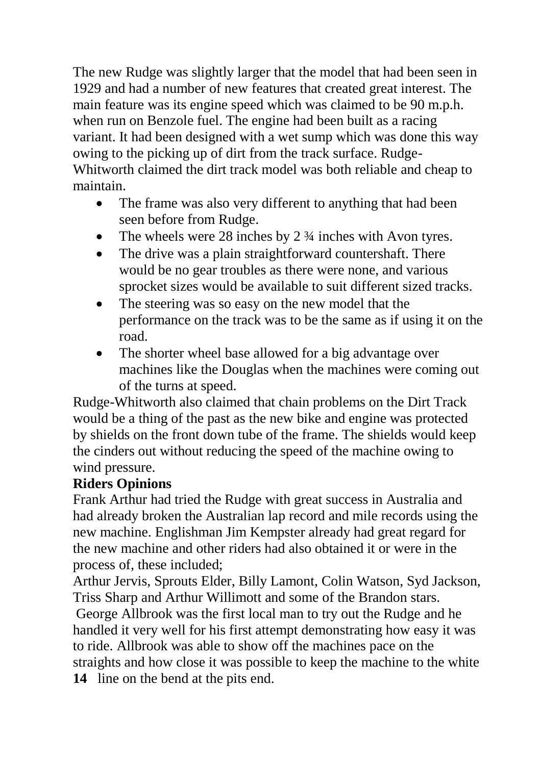The new Rudge was slightly larger that the model that had been seen in 1929 and had a number of new features that created great interest. The main feature was its engine speed which was claimed to be 90 m.p.h. when run on Benzole fuel. The engine had been built as a racing variant. It had been designed with a wet sump which was done this way owing to the picking up of dirt from the track surface. Rudge-Whitworth claimed the dirt track model was both reliable and cheap to maintain.

- The frame was also very different to anything that had been seen before from Rudge.
- The wheels were 28 inches by 2 ¾ inches with Avon tyres.
- The drive was a plain straightforward countershaft. There would be no gear troubles as there were none, and various sprocket sizes would be available to suit different sized tracks.
- The steering was so easy on the new model that the performance on the track was to be the same as if using it on the road.
- The shorter wheel base allowed for a big advantage over machines like the Douglas when the machines were coming out of the turns at speed.

Rudge-Whitworth also claimed that chain problems on the Dirt Track would be a thing of the past as the new bike and engine was protected by shields on the front down tube of the frame. The shields would keep the cinders out without reducing the speed of the machine owing to wind pressure.

**Riders Opinions**

Frank Arthur had tried the Rudge with great success in Australia and had already broken the Australian lap record and mile records using the new machine. Englishman Jim Kempster already had great regard for the new machine and other riders had also obtained it or were in the process of, these included;

Arthur Jervis, Sprouts Elder, Billy Lamont, Colin Watson, Syd Jackson, Triss Sharp and Arthur Willimott and some of the Brandon stars.

George Allbrook was the first local man to try out the Rudge and he handled it very well for his first attempt demonstrating how easy it was to ride. Allbrook was able to show off the machines pace on the straights and how close it was possible to keep the machine to the white line on the bend at the pits end.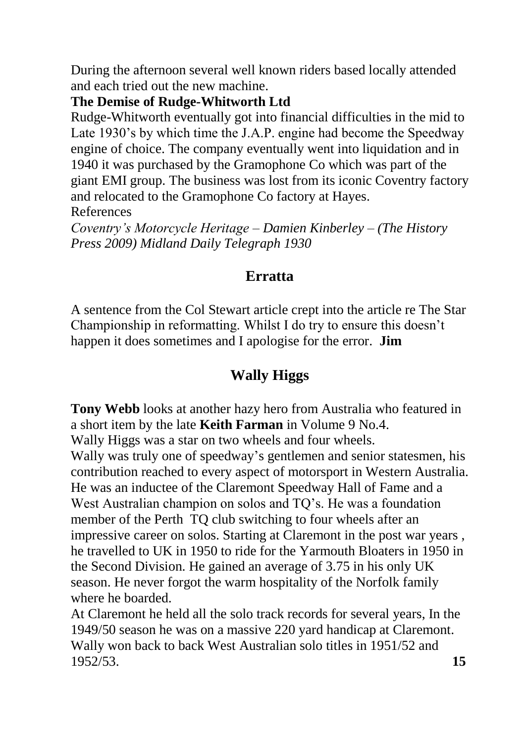During the afternoon several well known riders based locally attended and each tried out the new machine.

**The Demise of Rudge-Whitworth Ltd**

Rudge-Whitworth eventually got into financial difficulties in the mid to Late 1930's by which time the J.A.P. engine had become the Speedway engine of choice. The company eventually went into liquidation and in 1940 it was purchased by the Gramophone Co which was part of the giant EMI group. The business was lost from its iconic Coventry factory and relocated to the Gramophone Co factory at Hayes.

References

*Coventry's Motorcycle Heritage – Damien Kinberley – (The History Press 2009) Midland Daily Telegraph 1930*

## Erratta

A sentence from the Col Stewart article crept into the article re The Star Championship in reformatting. Whilst I do try to ensure this doesn't happen it does sometimes and I apologise for the error. **Jim**

## Wally Higgs

**Tony Webb** looks at another hazy hero from Australia who featured in a short item by the late **Keith Farman** in Volume 9 No.4.

Wally Higgs was a star on two wheels and four wheels.

Wally was truly one of speedway's gentlemen and senior statesmen, his contribution reached to every aspect of motorsport in Western Australia. He was an inductee of the Claremont Speedway Hall of Fame and a West Australian champion on solos and TQ's. He was a foundation member of the Perth TQ club switching to four wheels after an impressive career on solos. Starting at Claremont in the post war years , he travelled to UK in 1950 to ride for the Yarmouth Bloaters in 1950 in the Second Division. He gained an average of 3.75 in his only UK season. He never forgot the warm hospitality of the Norfolk family where he boarded.

At Claremont he held all the solo track records for several years, In the 1949/50 season he was on a massive 220 yard handicap at Claremont. Wally won back to back West Australian solo titles in 1951/52 and 1952/53.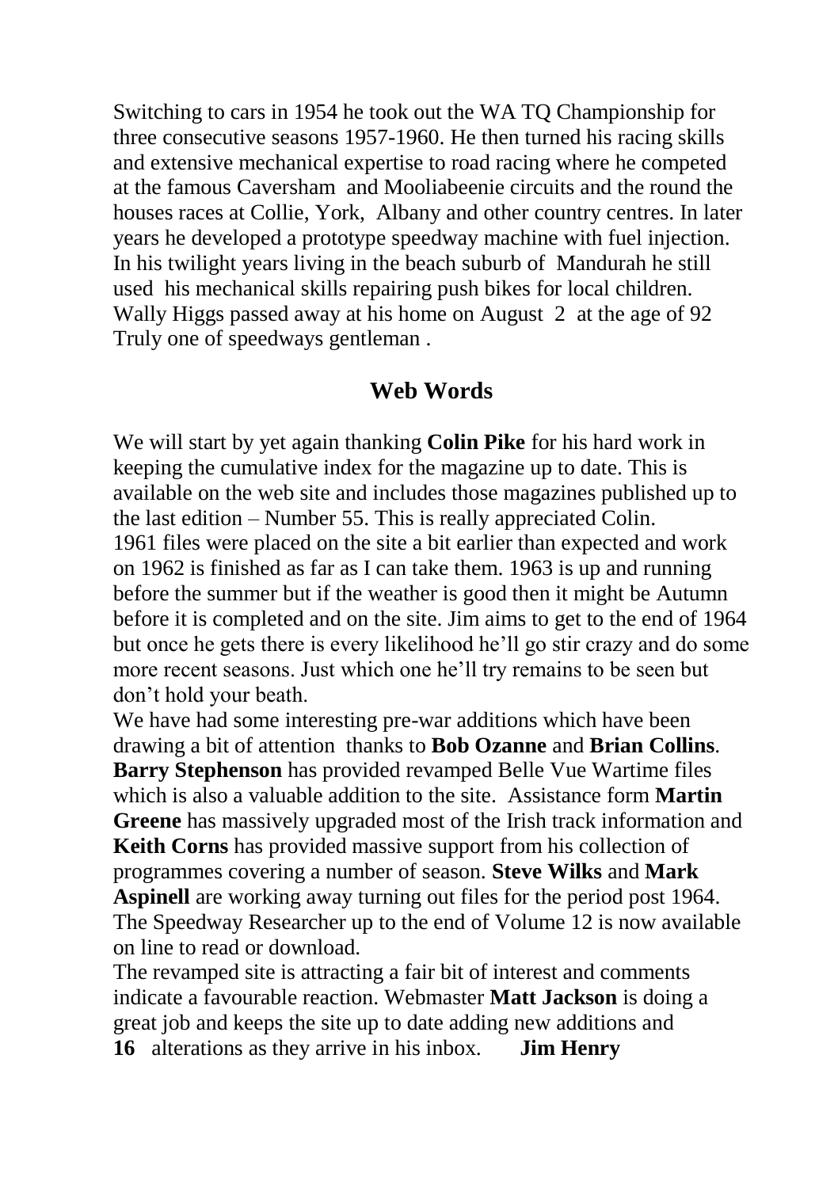Switching to cars in 1954 he took out the WA TQ Championship for three consecutive seasons 1957-1960. He then turned his racing skills and extensive mechanical expertise to road racing where he competed at the famous Caversham and Mooliabeenie circuits and the round the houses races at Collie, York, Albany and other country centres. In later years he developed a prototype speedway machine with fuel injection. In his twilight years living in the beach suburb of Mandurah he still used his mechanical skills repairing push bikes for local children. Wally Higgs passed away at his home on August 2 at the age of 92 Truly one of speedways gentleman .

## Web Words

We will start by yet again thanking **Colin Pike** for his hard work in keeping the cumulative index for the magazine up to date. This is available on the web site and includes those magazines published up to the last edition – Number 55. This is really appreciated Colin.
1961 files were placed on the site a bit earlier than expected and work on 1962 is finished as far as I can take them. 1963 is up and running before the summer but if the weather is good then it might be Autumn before it is completed and on the site. Jim aims to get to the end of 1964 but once he gets there is every likelihood he'll go stir crazy and do some more recent seasons. Just which one he'll try remains to be seen but don't hold your beath.
We have had some interesting pre-war additions which have been drawing a bit of attention thanks to **Bob Ozanne** and **Brian Collins**. **Barry Stephenson** has provided revamped Belle Vue Wartime files which is also a valuable addition to the site. Assistance form **Martin Greene** has massively upgraded most of the Irish track information and **Keith Corns** has provided massive support from his collection of programmes covering a number of season. **Steve Wilks** and **Mark Aspinell** are working away turning out files for the period post 1964. The Speedway Researcher up to the end of Volume 12 is now available on line to read or download.
The revamped site is attracting a fair bit of interest and comments indicate a favourable reaction. Webmaster **Matt Jackson** is doing a great job and keeps the site up to date adding new additions and alterations as they arrive in his inbox. **Jim Henry**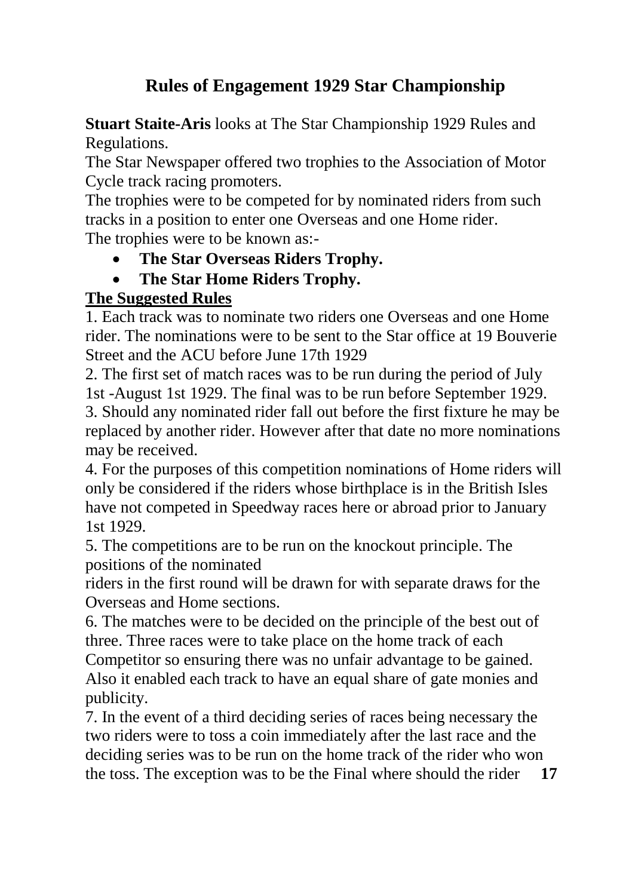# Rules of Engagement 1929 Star Championship

**Stuart Staite-Aris** looks at The Star Championship 1929 Rules and Regulations.

The Star Newspaper offered two trophies to the Association of Motor Cycle track racing promoters.

The trophies were to be competed for by nominated riders from such tracks in a position to enter one Overseas and one Home rider.

The trophies were to be known as:-

- **The Star Overseas Riders Trophy.**
- **The Star Home Riders Trophy.**

**The Suggested Rules**

1. Each track was to nominate two riders one Overseas and one Home rider. The nominations were to be sent to the Star office at 19 Bouverie Street and the ACU before June 17th 1929

2. The first set of match races was to be run during the period of July 1st -August 1st 1929. The final was to be run before September 1929.

3. Should any nominated rider fall out before the first fixture he may be replaced by another rider. However after that date no more nominations may be received.

4. For the purposes of this competition nominations of Home riders will only be considered if the riders whose birthplace is in the British Isles have not competed in Speedway races here or abroad prior to January 1st 1929.

5. The competitions are to be run on the knockout principle. The positions of the nominated riders in the first round will be drawn for with separate draws for the Overseas and Home sections.

6. The matches were to be decided on the principle of the best out of three. Three races were to take place on the home track of each Competitor so ensuring there was no unfair advantage to be gained. Also it enabled each track to have an equal share of gate monies and publicity.

7. In the event of a third deciding series of races being necessary the two riders were to toss a coin immediately after the last race and the deciding series was to be run on the home track of the rider who won the toss. The exception was to be the Final where should the rider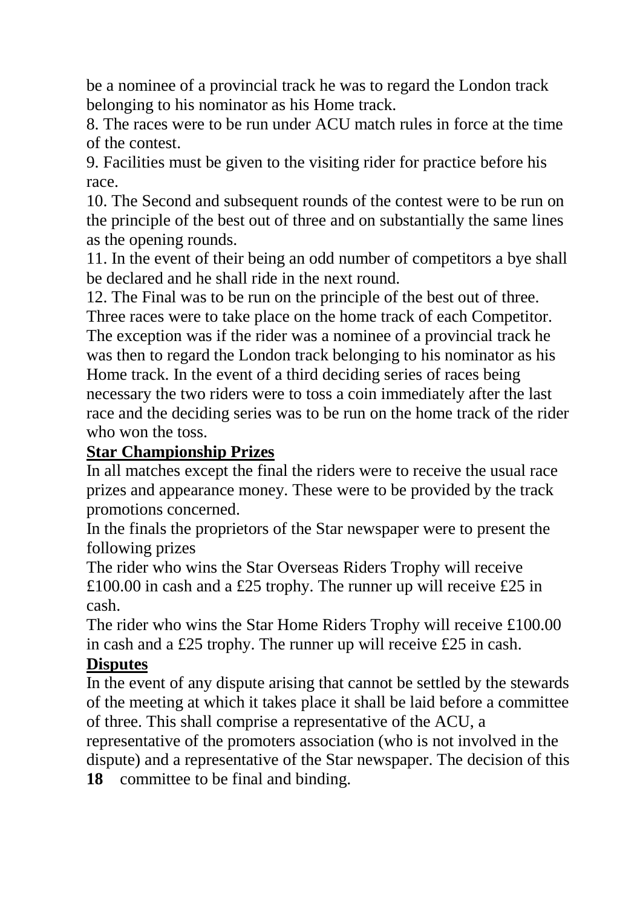be a nominee of a provincial track he was to regard the London track belonging to his nominator as his Home track.

8. The races were to be run under ACU match rules in force at the time of the contest.

9. Facilities must be given to the visiting rider for practice before his race.

10. The Second and subsequent rounds of the contest were to be run on the principle of the best out of three and on substantially the same lines as the opening rounds.

11. In the event of their being an odd number of competitors a bye shall be declared and he shall ride in the next round.

12. The Final was to be run on the principle of the best out of three. Three races were to take place on the home track of each Competitor. The exception was if the rider was a nominee of a provincial track he was then to regard the London track belonging to his nominator as his Home track. In the event of a third deciding series of races being necessary the two riders were to toss a coin immediately after the last race and the deciding series was to be run on the home track of the rider who won the toss.

**Star Championship Prizes**

In all matches except the final the riders were to receive the usual race prizes and appearance money. These were to be provided by the track promotions concerned.

In the finals the proprietors of the Star newspaper were to present the following prizes

The rider who wins the Star Overseas Riders Trophy will receive £100.00 in cash and a £25 trophy. The runner up will receive £25 in cash.

The rider who wins the Star Home Riders Trophy will receive £100.00 in cash and a £25 trophy. The runner up will receive £25 in cash.

**Disputes**

In the event of any dispute arising that cannot be settled by the stewards of the meeting at which it takes place it shall be laid before a committee of three. This shall comprise a representative of the ACU, a representative of the promoters association (who is not involved in the dispute) and a representative of the Star newspaper. The decision of this committee to be final and binding.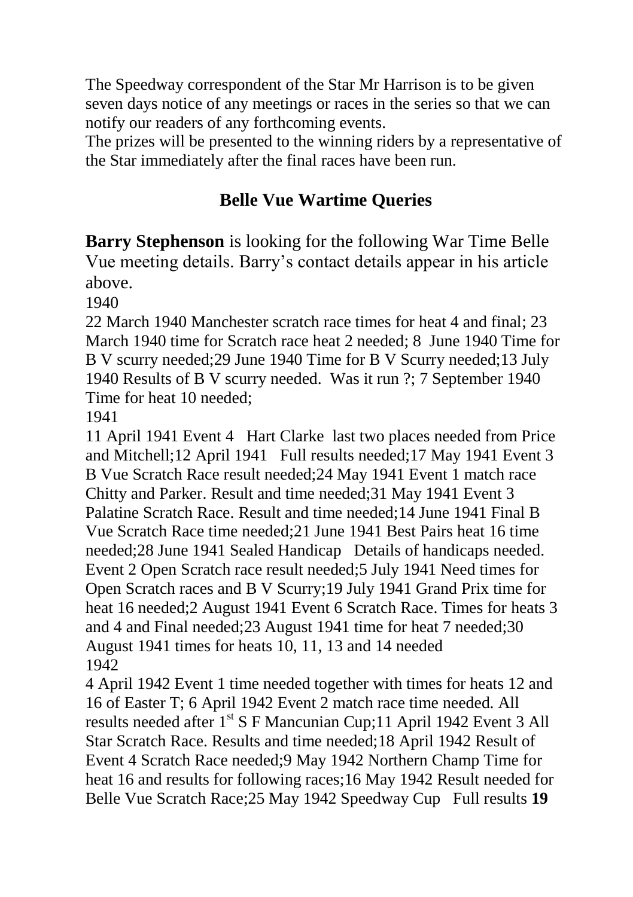The Speedway correspondent of the Star Mr Harrison is to be given seven days notice of any meetings or races in the series so that we can notify our readers of any forthcoming events.
The prizes will be presented to the winning riders by a representative of the Star immediately after the final races have been run.

## Belle Vue Wartime Queries

**Barry Stephenson** is looking for the following War Time Belle Vue meeting details. Barry's contact details appear in his article above.

1940

22 March 1940 Manchester scratch race times for heat 4 and final; 23 March 1940 time for Scratch race heat 2 needed; 8 June 1940 Time for B V scurry needed;29 June 1940 Time for B V Scurry needed;13 July 1940 Results of B V scurry needed. Was it run ?; 7 September 1940 Time for heat 10 needed;

1941

11 April 1941 Event 4 Hart Clarke last two places needed from Price and Mitchell;12 April 1941 Full results needed;17 May 1941 Event 3 B Vue Scratch Race result needed;24 May 1941 Event 1 match race Chitty and Parker. Result and time needed;31 May 1941 Event 3 Palatine Scratch Race. Result and time needed;14 June 1941 Final B Vue Scratch Race time needed;21 June 1941 Best Pairs heat 16 time needed;28 June 1941 Sealed Handicap Details of handicaps needed. Event 2 Open Scratch race result needed;5 July 1941 Need times for Open Scratch races and B V Scurry;19 July 1941 Grand Prix time for heat 16 needed;2 August 1941 Event 6 Scratch Race. Times for heats 3 and 4 and Final needed;23 August 1941 time for heat 7 needed;30 August 1941 times for heats 10, 11, 13 and 14 needed

1942

4 April 1942 Event 1 time needed together with times for heats 12 and 16 of Easter T; 6 April 1942 Event 2 match race time needed. All results needed after 1st S F Mancunian Cup;11 April 1942 Event 3 All Star Scratch Race. Results and time needed;18 April 1942 Result of Event 4 Scratch Race needed;9 May 1942 Northern Champ Time for heat 16 and results for following races;16 May 1942 Result needed for Belle Vue Scratch Race;25 May 1942 Speedway Cup Full results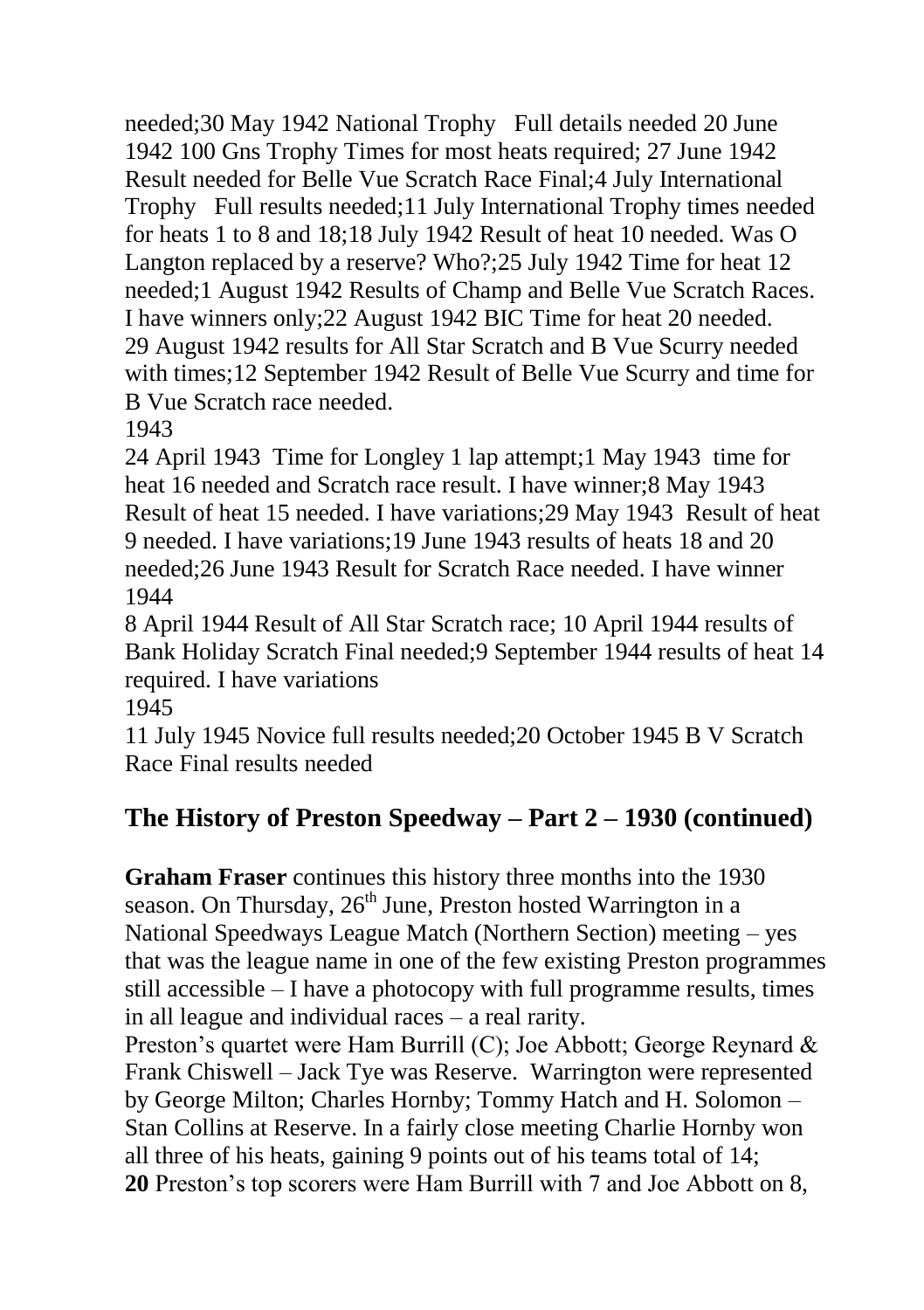needed;30 May 1942 National Trophy   Full details needed 20 June 1942 100 Gns Trophy Times for most heats required; 27 June 1942 Result needed for Belle Vue Scratch Race Final;4 July International Trophy   Full results needed;11 July International Trophy times needed for heats 1 to 8 and 18;18 July 1942 Result of heat 10 needed. Was O Langton replaced by a reserve? Who?;25 July 1942 Time for heat 12 needed;1 August 1942 Results of Champ and Belle Vue Scratch Races. I have winners only;22 August 1942 BIC Time for heat 20 needed. 29 August 1942 results for All Star Scratch and B Vue Scurry needed with times;12 September 1942 Result of Belle Vue Scurry and time for B Vue Scratch race needed.

1943

24 April 1943  Time for Longley 1 lap attempt;1 May 1943  time for heat 16 needed and Scratch race result. I have winner;8 May 1943 Result of heat 15 needed. I have variations;29 May 1943  Result of heat 9 needed. I have variations;19 June 1943 results of heats 18 and 20 needed;26 June 1943 Result for Scratch Race needed. I have winner

1944

8 April 1944 Result of All Star Scratch race; 10 April 1944 results of Bank Holiday Scratch Final needed;9 September 1944 results of heat 14 required. I have variations

1945

11 July 1945 Novice full results needed;20 October 1945 B V Scratch Race Final results needed

## The History of Preston Speedway – Part 2 – 1930 (continued)

**Graham Fraser** continues this history three months into the 1930 season. On Thursday, 26th June, Preston hosted Warrington in a National Speedways League Match (Northern Section) meeting – yes that was the league name in one of the few existing Preston programmes still accessible – I have a photocopy with full programme results, times in all league and individual races – a real rarity.

Preston's quartet were Ham Burrill (C); Joe Abbott; George Reynard & Frank Chiswell – Jack Tye was Reserve.  Warrington were represented by George Milton; Charles Hornby; Tommy Hatch and H. Solomon – Stan Collins at Reserve. In a fairly close meeting Charlie Hornby won all three of his heats, gaining 9 points out of his teams total of 14; Preston's top scorers were Ham Burrill with 7 and Joe Abbott on 8,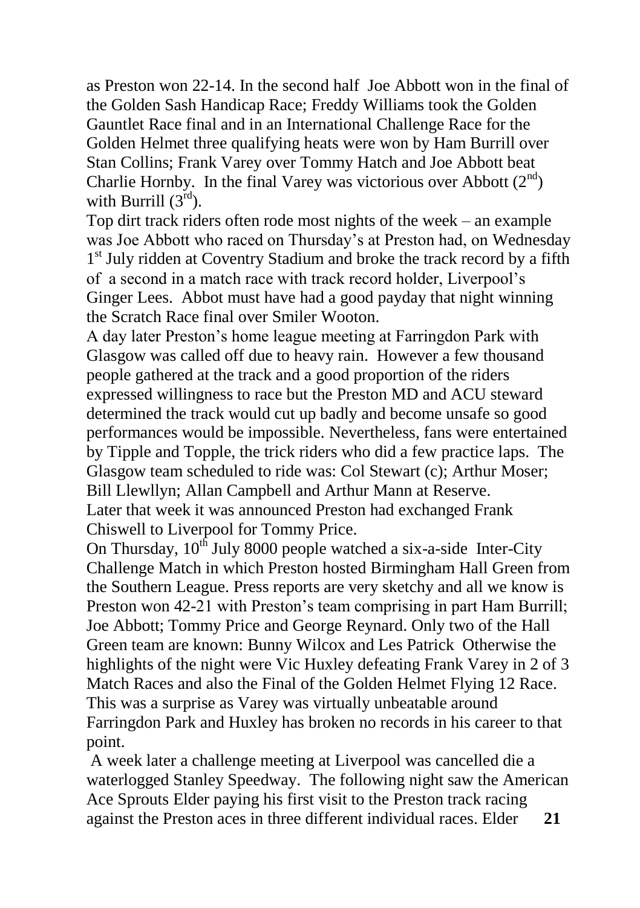as Preston won 22-14. In the second half Joe Abbott won in the final of the Golden Sash Handicap Race; Freddy Williams took the Golden Gauntlet Race final and in an International Challenge Race for the Golden Helmet three qualifying heats were won by Ham Burrill over Stan Collins; Frank Varey over Tommy Hatch and Joe Abbott beat Charlie Hornby. In the final Varey was victorious over Abbott (2nd) with Burrill (3rd).

Top dirt track riders often rode most nights of the week – an example was Joe Abbott who raced on Thursday's at Preston had, on Wednesday 1st July ridden at Coventry Stadium and broke the track record by a fifth of a second in a match race with track record holder, Liverpool's Ginger Lees. Abbot must have had a good payday that night winning the Scratch Race final over Smiler Wooton.

A day later Preston's home league meeting at Farringdon Park with Glasgow was called off due to heavy rain. However a few thousand people gathered at the track and a good proportion of the riders expressed willingness to race but the Preston MD and ACU steward determined the track would cut up badly and become unsafe so good performances would be impossible. Nevertheless, fans were entertained by Tipple and Topple, the trick riders who did a few practice laps. The Glasgow team scheduled to ride was: Col Stewart (c); Arthur Moser; Bill Llewllyn; Allan Campbell and Arthur Mann at Reserve.

Later that week it was announced Preston had exchanged Frank Chiswell to Liverpool for Tommy Price.

On Thursday, 10th July 8000 people watched a six-a-side Inter-City Challenge Match in which Preston hosted Birmingham Hall Green from the Southern League. Press reports are very sketchy and all we know is Preston won 42-21 with Preston's team comprising in part Ham Burrill; Joe Abbott; Tommy Price and George Reynard. Only two of the Hall Green team are known: Bunny Wilcox and Les Patrick Otherwise the highlights of the night were Vic Huxley defeating Frank Varey in 2 of 3 Match Races and also the Final of the Golden Helmet Flying 12 Race. This was a surprise as Varey was virtually unbeatable around Farringdon Park and Huxley has broken no records in his career to that point.

A week later a challenge meeting at Liverpool was cancelled die a waterlogged Stanley Speedway. The following night saw the American Ace Sprouts Elder paying his first visit to the Preston track racing against the Preston aces in three different individual races. Elder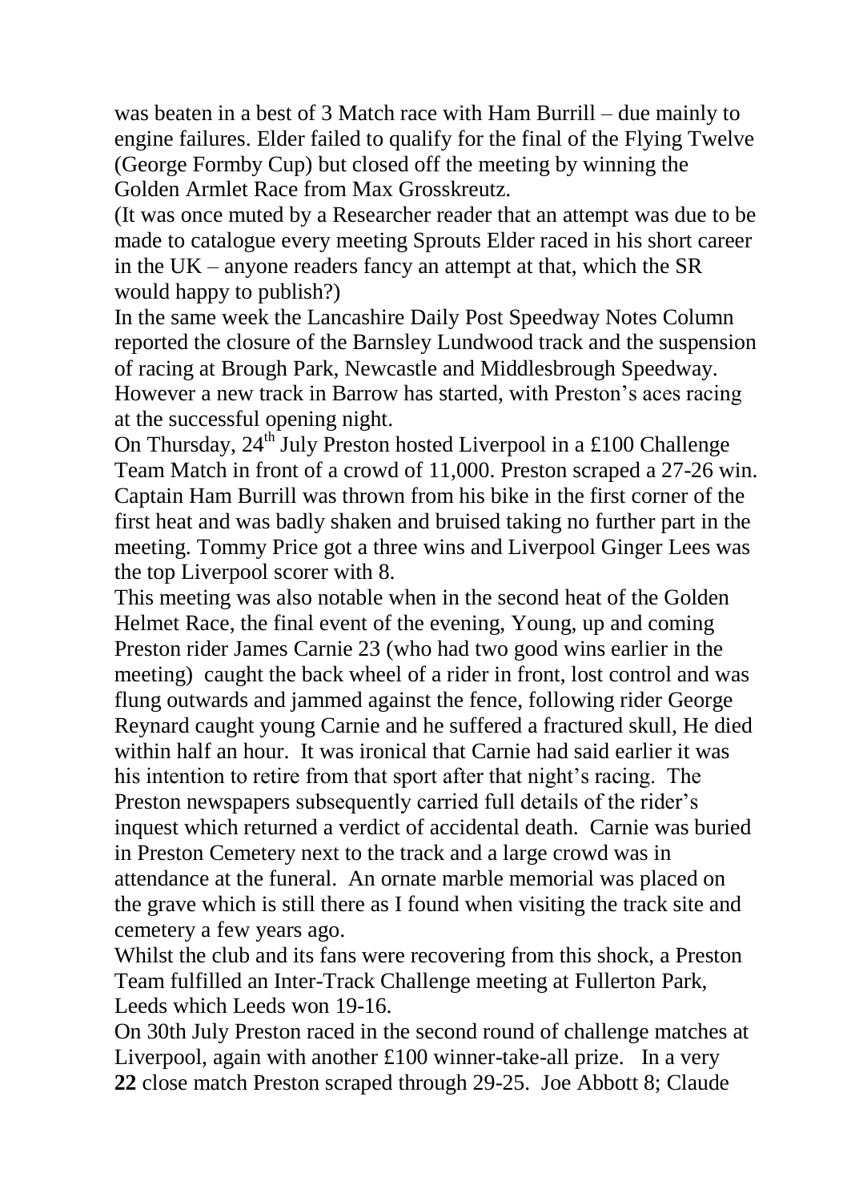was beaten in a best of 3 Match race with Ham Burrill – due mainly to engine failures. Elder failed to qualify for the final of the Flying Twelve (George Formby Cup) but closed off the meeting by winning the Golden Armlet Race from Max Grosskreutz.

(It was once muted by a Researcher reader that an attempt was due to be made to catalogue every meeting Sprouts Elder raced in his short career in the UK – anyone readers fancy an attempt at that, which the SR would happy to publish?)

In the same week the Lancashire Daily Post Speedway Notes Column reported the closure of the Barnsley Lundwood track and the suspension of racing at Brough Park, Newcastle and Middlesbrough Speedway. However a new track in Barrow has started, with Preston's aces racing at the successful opening night.

On Thursday, 24th July Preston hosted Liverpool in a £100 Challenge Team Match in front of a crowd of 11,000. Preston scraped a 27-26 win. Captain Ham Burrill was thrown from his bike in the first corner of the first heat and was badly shaken and bruised taking no further part in the meeting. Tommy Price got a three wins and Liverpool Ginger Lees was the top Liverpool scorer with 8.

This meeting was also notable when in the second heat of the Golden Helmet Race, the final event of the evening, Young, up and coming Preston rider James Carnie 23 (who had two good wins earlier in the meeting) caught the back wheel of a rider in front, lost control and was flung outwards and jammed against the fence, following rider George Reynard caught young Carnie and he suffered a fractured skull, He died within half an hour. It was ironical that Carnie had said earlier it was his intention to retire from that sport after that night's racing. The Preston newspapers subsequently carried full details of the rider's inquest which returned a verdict of accidental death. Carnie was buried in Preston Cemetery next to the track and a large crowd was in attendance at the funeral. An ornate marble memorial was placed on the grave which is still there as I found when visiting the track site and cemetery a few years ago.

Whilst the club and its fans were recovering from this shock, a Preston Team fulfilled an Inter-Track Challenge meeting at Fullerton Park, Leeds which Leeds won 19-16.

On 30th July Preston raced in the second round of challenge matches at Liverpool, again with another £100 winner-take-all prize. In a very close match Preston scraped through 29-25. Joe Abbott 8; Claude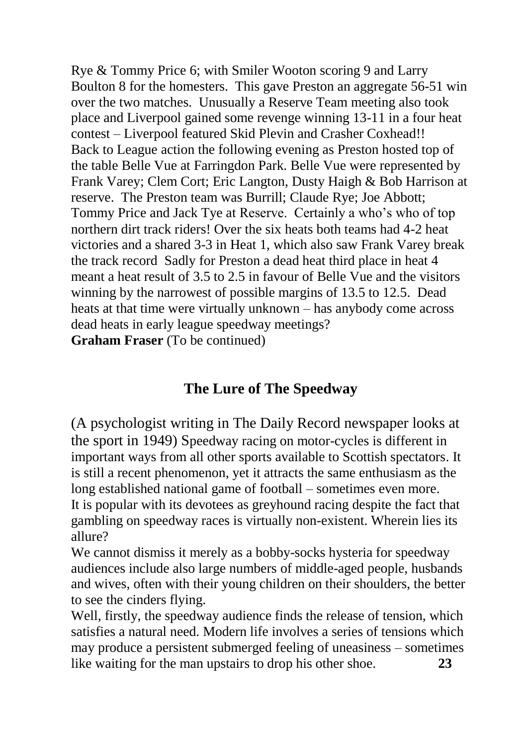Rye & Tommy Price 6; with Smiler Wooton scoring 9 and Larry Boulton 8 for the homesters. This gave Preston an aggregate 56-51 win over the two matches. Unusually a Reserve Team meeting also took place and Liverpool gained some revenge winning 13-11 in a four heat contest – Liverpool featured Skid Plevin and Crasher Coxhead!!

Back to League action the following evening as Preston hosted top of the table Belle Vue at Farringdon Park. Belle Vue were represented by Frank Varey; Clem Cort; Eric Langton, Dusty Haigh & Bob Harrison at reserve. The Preston team was Burrill; Claude Rye; Joe Abbott; Tommy Price and Jack Tye at Reserve. Certainly a who's who of top northern dirt track riders! Over the six heats both teams had 4-2 heat victories and a shared 3-3 in Heat 1, which also saw Frank Varey break the track record Sadly for Preston a dead heat third place in heat 4 meant a heat result of 3.5 to 2.5 in favour of Belle Vue and the visitors winning by the narrowest of possible margins of 13.5 to 12.5. Dead heats at that time were virtually unknown – has anybody come across dead heats in early league speedway meetings?

**Graham Fraser** (To be continued)

## The Lure of The Speedway

(A psychologist writing in The Daily Record newspaper looks at the sport in 1949) Speedway racing on motor-cycles is different in important ways from all other sports available to Scottish spectators. It is still a recent phenomenon, yet it attracts the same enthusiasm as the long established national game of football – sometimes even more. It is popular with its devotees as greyhound racing despite the fact that gambling on speedway races is virtually non-existent. Wherein lies its allure?

We cannot dismiss it merely as a bobby-socks hysteria for speedway audiences include also large numbers of middle-aged people, husbands and wives, often with their young children on their shoulders, the better to see the cinders flying.

Well, firstly, the speedway audience finds the release of tension, which satisfies a natural need. Modern life involves a series of tensions which may produce a persistent submerged feeling of uneasiness – sometimes like waiting for the man upstairs to drop his other shoe.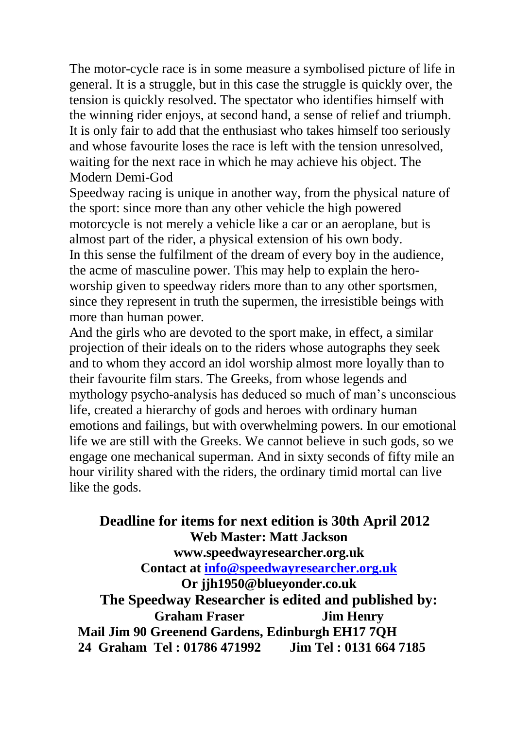The motor-cycle race is in some measure a symbolised picture of life in general. It is a struggle, but in this case the struggle is quickly over, the tension is quickly resolved. The spectator who identifies himself with the winning rider enjoys, at second hand, a sense of relief and triumph. It is only fair to add that the enthusiast who takes himself too seriously and whose favourite loses the race is left with the tension unresolved, waiting for the next race in which he may achieve his object. The Modern Demi-God

Speedway racing is unique in another way, from the physical nature of the sport: since more than any other vehicle the high powered motorcycle is not merely a vehicle like a car or an aeroplane, but is almost part of the rider, a physical extension of his own body.

In this sense the fulfilment of the dream of every boy in the audience, the acme of masculine power. This may help to explain the hero-worship given to speedway riders more than to any other sportsmen, since they represent in truth the supermen, the irresistible beings with more than human power.

And the girls who are devoted to the sport make, in effect, a similar projection of their ideals on to the riders whose autographs they seek and to whom they accord an idol worship almost more loyally than to their favourite film stars. The Greeks, from whose legends and mythology psycho-analysis has deduced so much of man's unconscious life, created a hierarchy of gods and heroes with ordinary human emotions and failings, but with overwhelming powers. In our emotional life we are still with the Greeks. We cannot believe in such gods, so we engage one mechanical superman. And in sixty seconds of fifty mile an hour virility shared with the riders, the ordinary timid mortal can live like the gods.

**Deadline for items for next edition is 30th April 2012**

**Web Master: Matt Jackson**

**www.speedwayresearcher.org.uk**

**Contact at [info@speedwayresearcher.org.uk](mailto:info@speedwayresearcher.org.uk)**

**Or jjh1950@blueyonder.co.uk**

**The Speedway Researcher is edited and published by:**

**Graham Fraser Jim Henry**

**Mail Jim 90 Greenend Gardens, Edinburgh EH17 7QH**

**24 Graham Tel : 01786 471992 Jim Tel : 0131 664 7185**